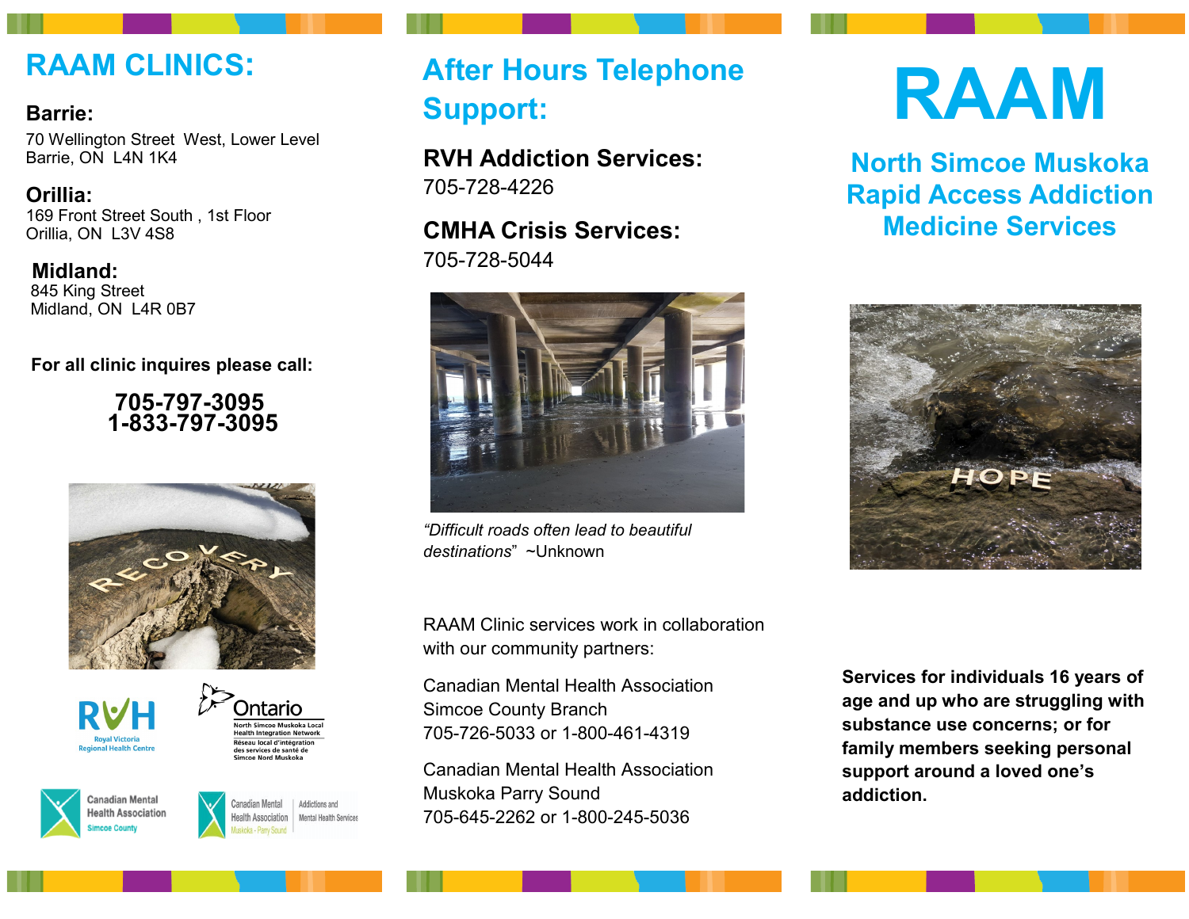## RAAM CLINICS:

**Barrie:**
70 Wellington Street West, Lower Level
Barrie, ON L4N 1K4

**Orillia:**
169 Front Street South , 1st Floor
Orillia, ON L3V 4S8

**Midland:**
845 King Street
Midland, ON L4R 0B7

**For all clinic inquires please call:**

**705-797-3095**
**1-833-797-3095**

## After Hours Telephone Support:

**RVH Addiction Services:**
705-728-4226

**CMHA Crisis Services:**
705-728-5044

*"Difficult roads often lead to beautiful destinations"* ~Unknown

RAAM Clinic services work in collaboration with our community partners:

Canadian Mental Health Association
Simcoe County Branch
705-726-5033 or 1-800-461-4319

Canadian Mental Health Association
Muskoka Parry Sound
705-645-2262 or 1-800-245-5036

# RAAM

## North Simcoe Muskoka Rapid Access Addiction Medicine Services

**Services for individuals 16 years of age and up who are struggling with substance use concerns; or for family members seeking personal support around a loved one's addiction.**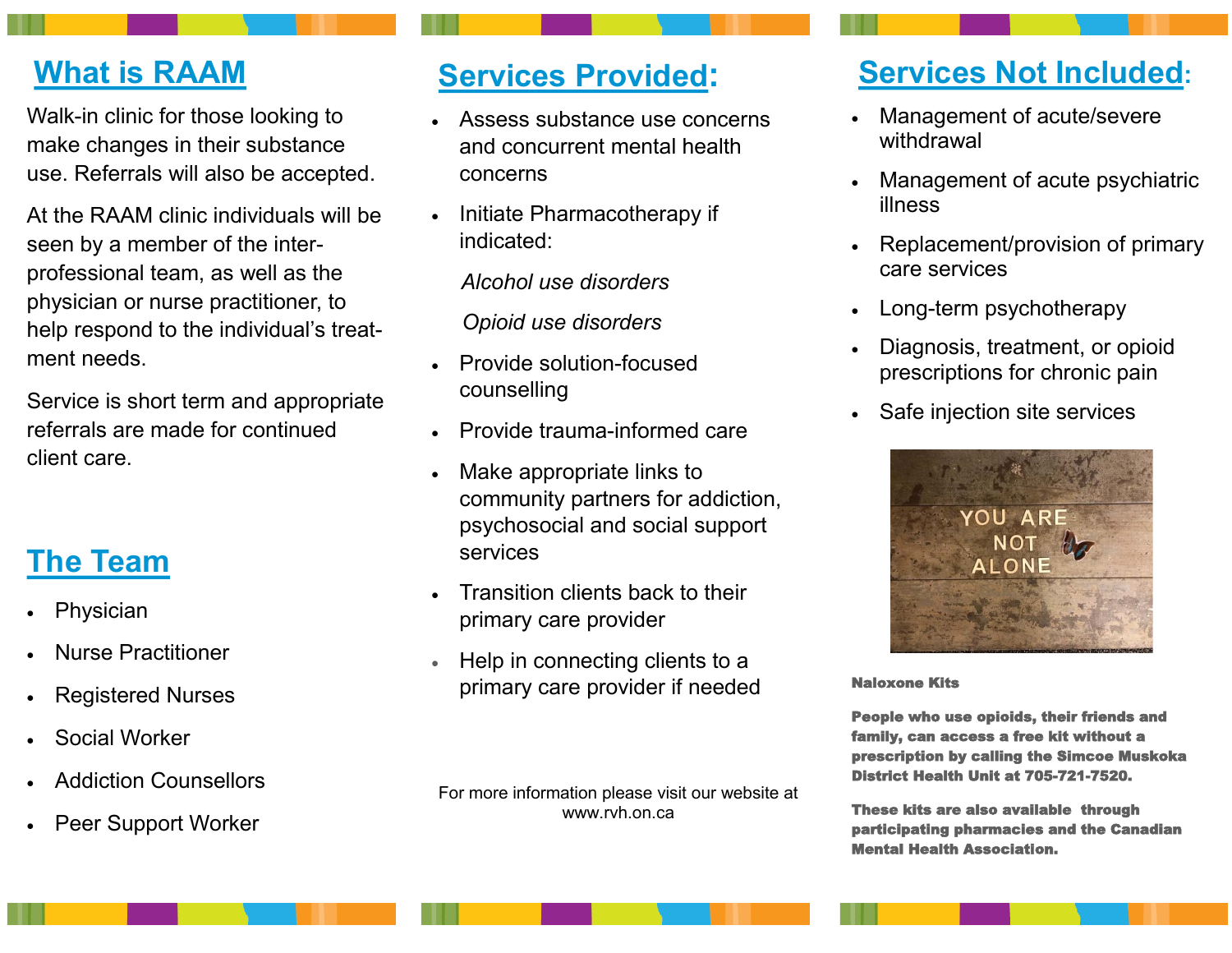## What is RAAM

Walk-in clinic for those looking to make changes in their substance use. Referrals will also be accepted.

At the RAAM clinic individuals will be seen by a member of the inter-professional team, as well as the physician or nurse practitioner, to help respond to the individual's treatment needs.

Service is short term and appropriate referrals are made for continued client care.

## The Team

- Physician
- Nurse Practitioner
- Registered Nurses
- Social Worker
- Addiction Counsellors
- Peer Support Worker

## Services Provided:

- Assess substance use concerns and concurrent mental health concerns
- Initiate Pharmacotherapy if indicated:

  *Alcohol use disorders*

  *Opioid use disorders*
- Provide solution-focused counselling
- Provide trauma-informed care
- Make appropriate links to community partners for addiction, psychosocial and social support services
- Transition clients back to their primary care provider
- Help in connecting clients to a primary care provider if needed

For more information please visit our website at www.rvh.on.ca

## Services Not Included:

- Management of acute/severe withdrawal
- Management of acute psychiatric illness
- Replacement/provision of primary care services
- Long-term psychotherapy
- Diagnosis, treatment, or opioid prescriptions for chronic pain
- Safe injection site services

YOU ARE NOT ALONE

**Naloxone Kits**

**People who use opioids, their friends and family, can access a free kit without a prescription by calling the Simcoe Muskoka District Health Unit at 705-721-7520.**

**These kits are also available through participating pharmacies and the Canadian Mental Health Association.**